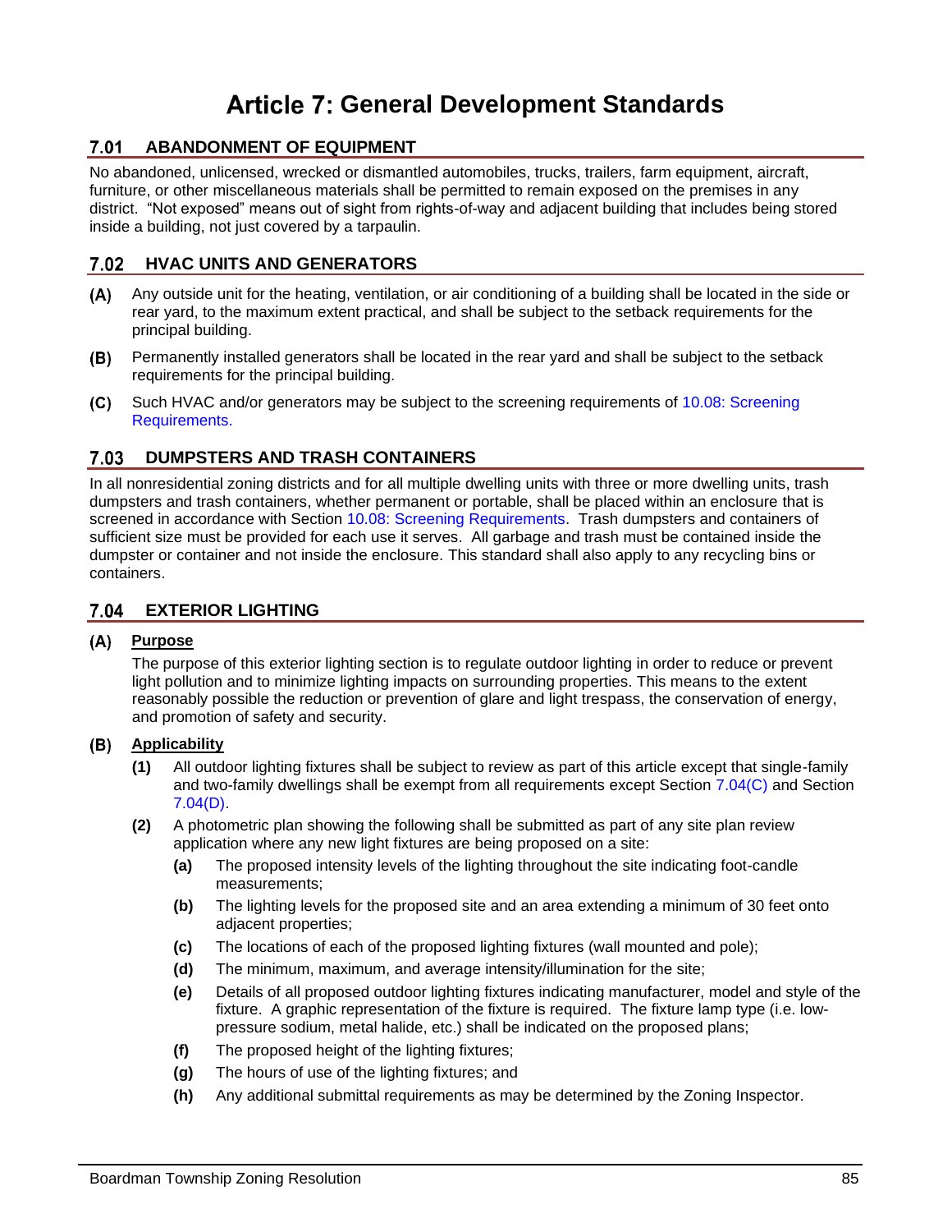# Article 7: General Development Standards

## 7.01 ABANDONMENT OF EQUIPMENT

No abandoned, unlicensed, wrecked or dismantled automobiles, trucks, trailers, farm equipment, aircraft, furniture, or other miscellaneous materials shall be permitted to remain exposed on the premises in any district. "Not exposed" means out of sight from rights-of-way and adjacent building that includes being stored inside a building, not just covered by a tarpaulin.

## 7.02 HVAC UNITS AND GENERATORS

**(A)** Any outside unit for the heating, ventilation, or air conditioning of a building shall be located in the side or rear yard, to the maximum extent practical, and shall be subject to the setback requirements for the principal building.

**(B)** Permanently installed generators shall be located in the rear yard and shall be subject to the setback requirements for the principal building.

**(C)** Such HVAC and/or generators may be subject to the screening requirements of 10.08: Screening Requirements.

## 7.03 DUMPSTERS AND TRASH CONTAINERS

In all nonresidential zoning districts and for all multiple dwelling units with three or more dwelling units, trash dumpsters and trash containers, whether permanent or portable, shall be placed within an enclosure that is screened in accordance with Section 10.08: Screening Requirements. Trash dumpsters and containers of sufficient size must be provided for each use it serves. All garbage and trash must be contained inside the dumpster or container and not inside the enclosure. This standard shall also apply to any recycling bins or containers.

## 7.04 EXTERIOR LIGHTING

### (A) Purpose

The purpose of this exterior lighting section is to regulate outdoor lighting in order to reduce or prevent light pollution and to minimize lighting impacts on surrounding properties. This means to the extent reasonably possible the reduction or prevention of glare and light trespass, the conservation of energy, and promotion of safety and security.

### (B) Applicability

**(1)** All outdoor lighting fixtures shall be subject to review as part of this article except that single-family and two-family dwellings shall be exempt from all requirements except Section 7.04(C) and Section 7.04(D).

**(2)** A photometric plan showing the following shall be submitted as part of any site plan review application where any new light fixtures are being proposed on a site:

- **(a)** The proposed intensity levels of the lighting throughout the site indicating foot-candle measurements;
- **(b)** The lighting levels for the proposed site and an area extending a minimum of 30 feet onto adjacent properties;
- **(c)** The locations of each of the proposed lighting fixtures (wall mounted and pole);
- **(d)** The minimum, maximum, and average intensity/illumination for the site;
- **(e)** Details of all proposed outdoor lighting fixtures indicating manufacturer, model and style of the fixture. A graphic representation of the fixture is required. The fixture lamp type (i.e. low-pressure sodium, metal halide, etc.) shall be indicated on the proposed plans;
- **(f)** The proposed height of the lighting fixtures;
- **(g)** The hours of use of the lighting fixtures; and
- **(h)** Any additional submittal requirements as may be determined by the Zoning Inspector.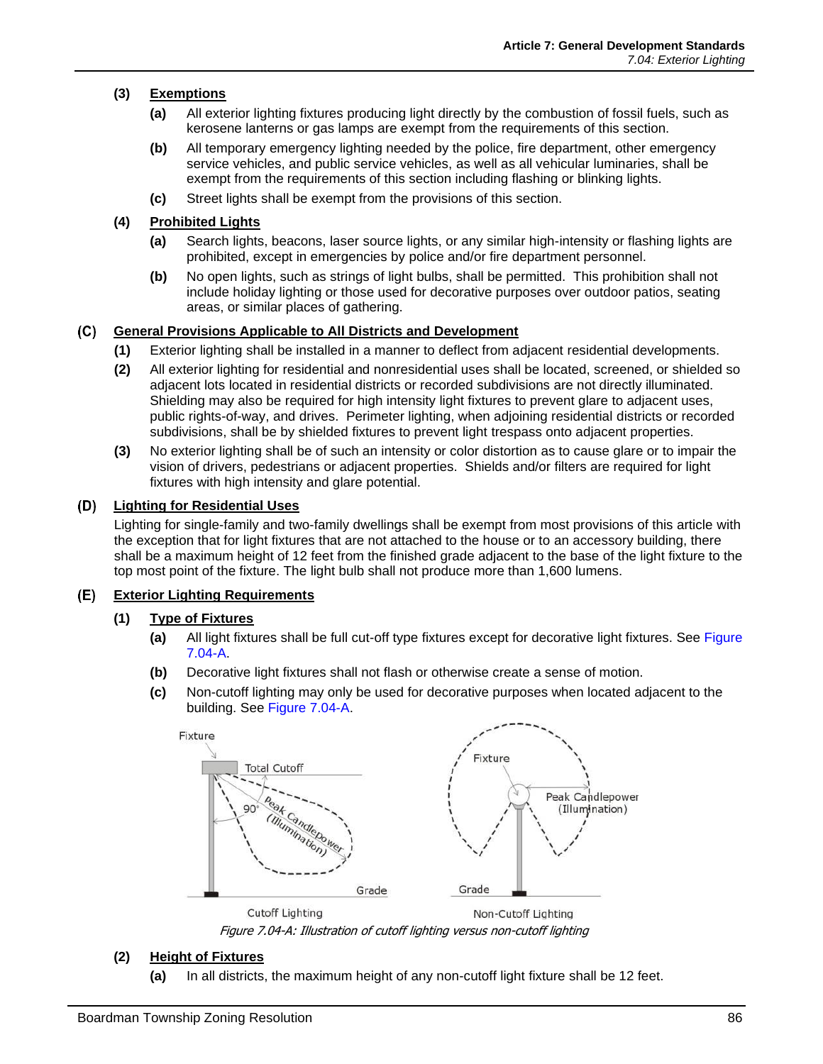**(3) Exemptions**

- **(a)** All exterior lighting fixtures producing light directly by the combustion of fossil fuels, such as kerosene lanterns or gas lamps are exempt from the requirements of this section.
- **(b)** All temporary emergency lighting needed by the police, fire department, other emergency service vehicles, and public service vehicles, as well as all vehicular luminaries, shall be exempt from the requirements of this section including flashing or blinking lights.
- **(c)** Street lights shall be exempt from the provisions of this section.

**(4) Prohibited Lights**

- **(a)** Search lights, beacons, laser source lights, or any similar high-intensity or flashing lights are prohibited, except in emergencies by police and/or fire department personnel.
- **(b)** No open lights, such as strings of light bulbs, shall be permitted. This prohibition shall not include holiday lighting or those used for decorative purposes over outdoor patios, seating areas, or similar places of gathering.

## (C) General Provisions Applicable to All Districts and Development

**(1)** Exterior lighting shall be installed in a manner to deflect from adjacent residential developments.

**(2)** All exterior lighting for residential and nonresidential uses shall be located, screened, or shielded so adjacent lots located in residential districts or recorded subdivisions are not directly illuminated. Shielding may also be required for high intensity light fixtures to prevent glare to adjacent uses, public rights-of-way, and drives. Perimeter lighting, when adjoining residential districts or recorded subdivisions, shall be by shielded fixtures to prevent light trespass onto adjacent properties.

**(3)** No exterior lighting shall be of such an intensity or color distortion as to cause glare or to impair the vision of drivers, pedestrians or adjacent properties. Shields and/or filters are required for light fixtures with high intensity and glare potential.

## (D) Lighting for Residential Uses

Lighting for single-family and two-family dwellings shall be exempt from most provisions of this article with the exception that for light fixtures that are not attached to the house or to an accessory building, there shall be a maximum height of 12 feet from the finished grade adjacent to the base of the light fixture to the top most point of the fixture. The light bulb shall not produce more than 1,600 lumens.

## (E) Exterior Lighting Requirements

**(1) Type of Fixtures**

- **(a)** All light fixtures shall be full cut-off type fixtures except for decorative light fixtures. See Figure 7.04-A.
- **(b)** Decorative light fixtures shall not flash or otherwise create a sense of motion.
- **(c)** Non-cutoff lighting may only be used for decorative purposes when located adjacent to the building. See Figure 7.04-A.

*Figure 7.04-A: Illustration of cutoff lighting versus non-cutoff lighting*

**(2) Height of Fixtures**

- **(a)** In all districts, the maximum height of any non-cutoff light fixture shall be 12 feet.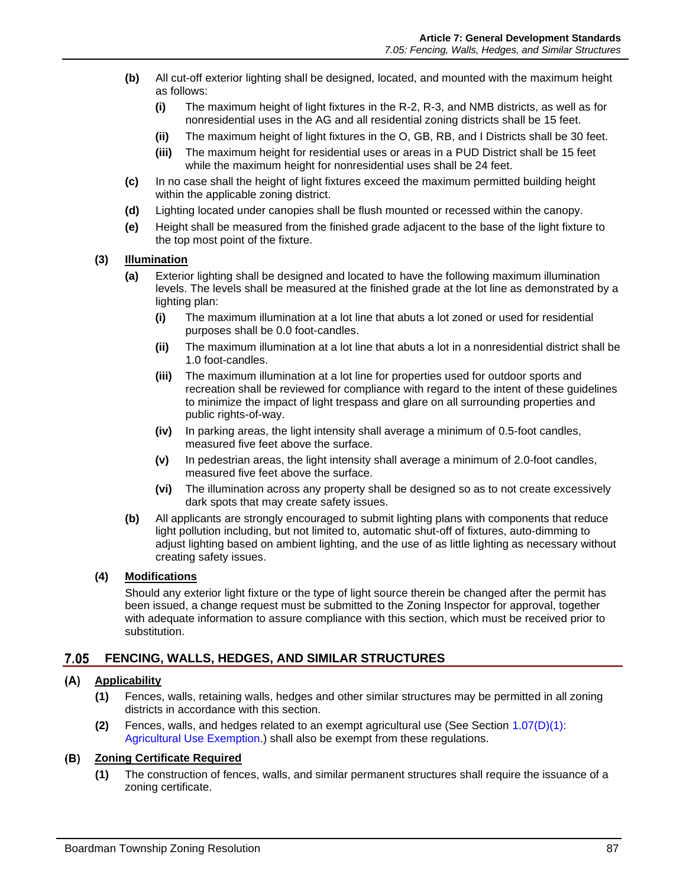- **(b)** All cut-off exterior lighting shall be designed, located, and mounted with the maximum height as follows:
  - **(i)** The maximum height of light fixtures in the R-2, R-3, and NMB districts, as well as for nonresidential uses in the AG and all residential zoning districts shall be 15 feet.
  - **(ii)** The maximum height of light fixtures in the O, GB, RB, and I Districts shall be 30 feet.
  - **(iii)** The maximum height for residential uses or areas in a PUD District shall be 15 feet while the maximum height for nonresidential uses shall be 24 feet.
- **(c)** In no case shall the height of light fixtures exceed the maximum permitted building height within the applicable zoning district.
- **(d)** Lighting located under canopies shall be flush mounted or recessed within the canopy.
- **(e)** Height shall be measured from the finished grade adjacent to the base of the light fixture to the top most point of the fixture.

**(3) <u>Illumination</u>**

- **(a)** Exterior lighting shall be designed and located to have the following maximum illumination levels. The levels shall be measured at the finished grade at the lot line as demonstrated by a lighting plan:
  - **(i)** The maximum illumination at a lot line that abuts a lot zoned or used for residential purposes shall be 0.0 foot-candles.
  - **(ii)** The maximum illumination at a lot line that abuts a lot in a nonresidential district shall be 1.0 foot-candles.
  - **(iii)** The maximum illumination at a lot line for properties used for outdoor sports and recreation shall be reviewed for compliance with regard to the intent of these guidelines to minimize the impact of light trespass and glare on all surrounding properties and public rights-of-way.
  - **(iv)** In parking areas, the light intensity shall average a minimum of 0.5-foot candles, measured five feet above the surface.
  - **(v)** In pedestrian areas, the light intensity shall average a minimum of 2.0-foot candles, measured five feet above the surface.
  - **(vi)** The illumination across any property shall be designed so as to not create excessively dark spots that may create safety issues.
- **(b)** All applicants are strongly encouraged to submit lighting plans with components that reduce light pollution including, but not limited to, automatic shut-off of fixtures, auto-dimming to adjust lighting based on ambient lighting, and the use of as little lighting as necessary without creating safety issues.

**(4) <u>Modifications</u>**

Should any exterior light fixture or the type of light source therein be changed after the permit has been issued, a change request must be submitted to the Zoning Inspector for approval, together with adequate information to assure compliance with this section, which must be received prior to substitution.

## 7.05 FENCING, WALLS, HEDGES, AND SIMILAR STRUCTURES

### (A) <u>Applicability</u>

- **(1)** Fences, walls, retaining walls, hedges and other similar structures may be permitted in all zoning districts in accordance with this section.
- **(2)** Fences, walls, and hedges related to an exempt agricultural use (See Section 1.07(D)(1): Agricultural Use Exemption.) shall also be exempt from these regulations.

### (B) <u>Zoning Certificate Required</u>

- **(1)** The construction of fences, walls, and similar permanent structures shall require the issuance of a zoning certificate.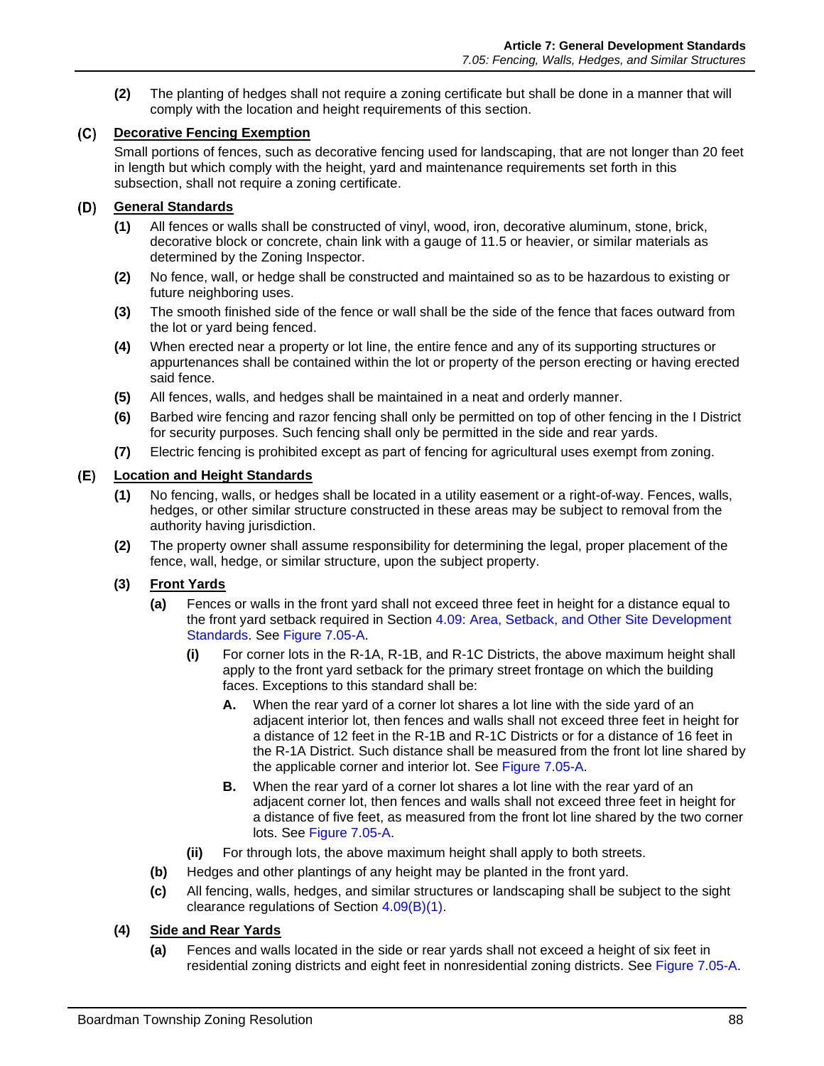**(2)** The planting of hedges shall not require a zoning certificate but shall be done in a manner that will comply with the location and height requirements of this section.

### (C) Decorative Fencing Exemption

Small portions of fences, such as decorative fencing used for landscaping, that are not longer than 20 feet in length but which comply with the height, yard and maintenance requirements set forth in this subsection, shall not require a zoning certificate.

### (D) General Standards

**(1)** All fences or walls shall be constructed of vinyl, wood, iron, decorative aluminum, stone, brick, decorative block or concrete, chain link with a gauge of 11.5 or heavier, or similar materials as determined by the Zoning Inspector.

**(2)** No fence, wall, or hedge shall be constructed and maintained so as to be hazardous to existing or future neighboring uses.

**(3)** The smooth finished side of the fence or wall shall be the side of the fence that faces outward from the lot or yard being fenced.

**(4)** When erected near a property or lot line, the entire fence and any of its supporting structures or appurtenances shall be contained within the lot or property of the person erecting or having erected said fence.

**(5)** All fences, walls, and hedges shall be maintained in a neat and orderly manner.

**(6)** Barbed wire fencing and razor fencing shall only be permitted on top of other fencing in the I District for security purposes. Such fencing shall only be permitted in the side and rear yards.

**(7)** Electric fencing is prohibited except as part of fencing for agricultural uses exempt from zoning.

### (E) Location and Height Standards

**(1)** No fencing, walls, or hedges shall be located in a utility easement or a right-of-way. Fences, walls, hedges, or other similar structure constructed in these areas may be subject to removal from the authority having jurisdiction.

**(2)** The property owner shall assume responsibility for determining the legal, proper placement of the fence, wall, hedge, or similar structure, upon the subject property.

**(3) Front Yards**

**(a)** Fences or walls in the front yard shall not exceed three feet in height for a distance equal to the front yard setback required in Section 4.09: Area, Setback, and Other Site Development Standards. See Figure 7.05-A.

**(i)** For corner lots in the R-1A, R-1B, and R-1C Districts, the above maximum height shall apply to the front yard setback for the primary street frontage on which the building faces. Exceptions to this standard shall be:

**A.** When the rear yard of a corner lot shares a lot line with the side yard of an adjacent interior lot, then fences and walls shall not exceed three feet in height for a distance of 12 feet in the R-1B and R-1C Districts or for a distance of 16 feet in the R-1A District. Such distance shall be measured from the front lot line shared by the applicable corner and interior lot. See Figure 7.05-A.

**B.** When the rear yard of a corner lot shares a lot line with the rear yard of an adjacent corner lot, then fences and walls shall not exceed three feet in height for a distance of five feet, as measured from the front lot line shared by the two corner lots. See Figure 7.05-A.

**(ii)** For through lots, the above maximum height shall apply to both streets.

**(b)** Hedges and other plantings of any height may be planted in the front yard.

**(c)** All fencing, walls, hedges, and similar structures or landscaping shall be subject to the sight clearance regulations of Section 4.09(B)(1).

**(4) Side and Rear Yards**

**(a)** Fences and walls located in the side or rear yards shall not exceed a height of six feet in residential zoning districts and eight feet in nonresidential zoning districts. See Figure 7.05-A.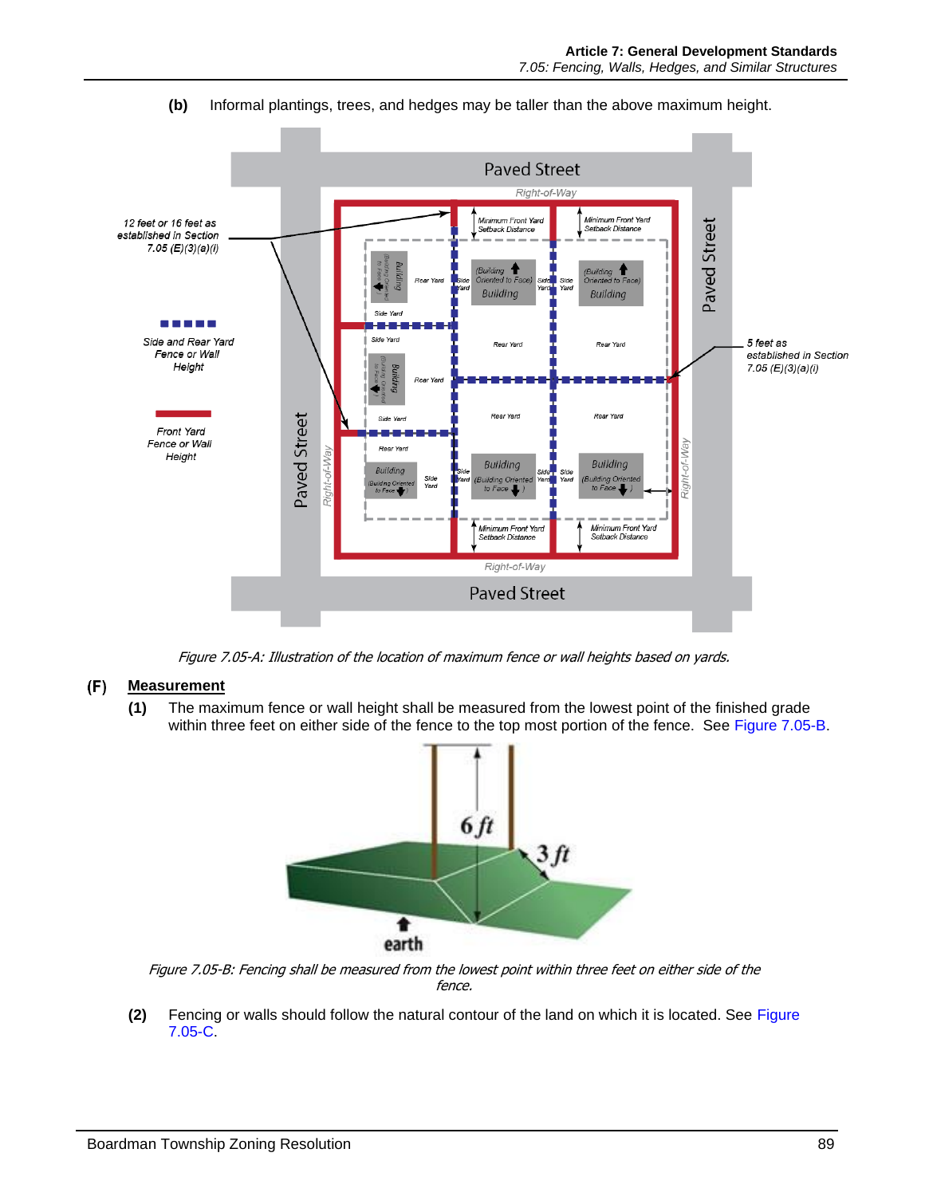(b) Informal plantings, trees, and hedges may be taller than the above maximum height.

*Figure 7.05-A: Illustration of the location of maximum fence or wall heights based on yards.*

### (F) Measurement

(1) The maximum fence or wall height shall be measured from the lowest point of the finished grade within three feet on either side of the fence to the top most portion of the fence. See Figure 7.05-B.

*Figure 7.05-B: Fencing shall be measured from the lowest point within three feet on either side of the fence.*

(2) Fencing or walls should follow the natural contour of the land on which it is located. See Figure 7.05-C.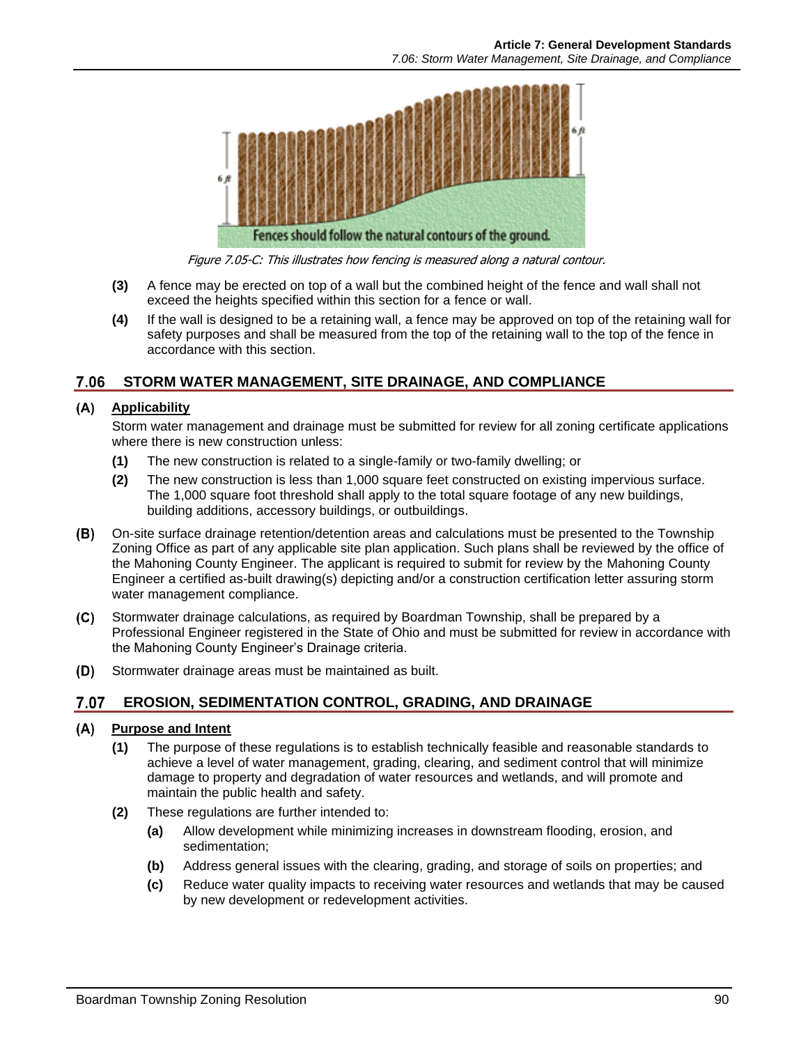Fences should follow the natural contours of the ground.

*Figure 7.05-C: This illustrates how fencing is measured along a natural contour.*

- **(3)** A fence may be erected on top of a wall but the combined height of the fence and wall shall not exceed the heights specified within this section for a fence or wall.
- **(4)** If the wall is designed to be a retaining wall, a fence may be approved on top of the retaining wall for safety purposes and shall be measured from the top of the retaining wall to the top of the fence in accordance with this section.

## 7.06 STORM WATER MANAGEMENT, SITE DRAINAGE, AND COMPLIANCE

### (A) Applicability

Storm water management and drainage must be submitted for review for all zoning certificate applications where there is new construction unless:

- **(1)** The new construction is related to a single-family or two-family dwelling; or
- **(2)** The new construction is less than 1,000 square feet constructed on existing impervious surface. The 1,000 square foot threshold shall apply to the total square footage of any new buildings, building additions, accessory buildings, or outbuildings.

**(B)** On-site surface drainage retention/detention areas and calculations must be presented to the Township Zoning Office as part of any applicable site plan application. Such plans shall be reviewed by the office of the Mahoning County Engineer. The applicant is required to submit for review by the Mahoning County Engineer a certified as-built drawing(s) depicting and/or a construction certification letter assuring storm water management compliance.

**(C)** Stormwater drainage calculations, as required by Boardman Township, shall be prepared by a Professional Engineer registered in the State of Ohio and must be submitted for review in accordance with the Mahoning County Engineer's Drainage criteria.

**(D)** Stormwater drainage areas must be maintained as built.

## 7.07 EROSION, SEDIMENTATION CONTROL, GRADING, AND DRAINAGE

### (A) Purpose and Intent

- **(1)** The purpose of these regulations is to establish technically feasible and reasonable standards to achieve a level of water management, grading, clearing, and sediment control that will minimize damage to property and degradation of water resources and wetlands, and will promote and maintain the public health and safety.
- **(2)** These regulations are further intended to:
  - **(a)** Allow development while minimizing increases in downstream flooding, erosion, and sedimentation;
  - **(b)** Address general issues with the clearing, grading, and storage of soils on properties; and
  - **(c)** Reduce water quality impacts to receiving water resources and wetlands that may be caused by new development or redevelopment activities.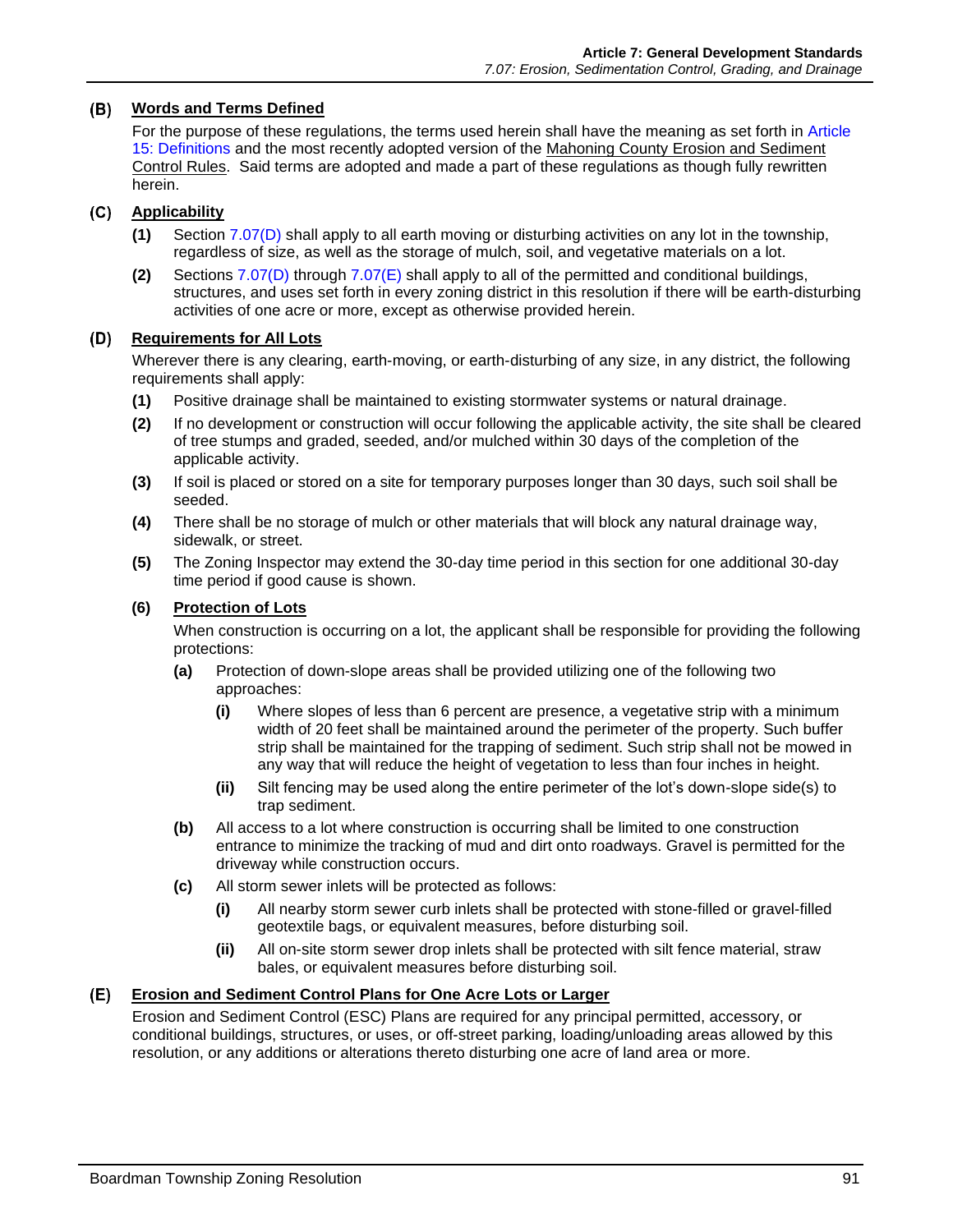### (B) Words and Terms Defined

For the purpose of these regulations, the terms used herein shall have the meaning as set forth in Article 15: Definitions and the most recently adopted version of the Mahoning County Erosion and Sediment Control Rules. Said terms are adopted and made a part of these regulations as though fully rewritten herein.

### (C) Applicability

**(1)** Section 7.07(D) shall apply to all earth moving or disturbing activities on any lot in the township, regardless of size, as well as the storage of mulch, soil, and vegetative materials on a lot.

**(2)** Sections 7.07(D) through 7.07(E) shall apply to all of the permitted and conditional buildings, structures, and uses set forth in every zoning district in this resolution if there will be earth-disturbing activities of one acre or more, except as otherwise provided herein.

### (D) Requirements for All Lots

Wherever there is any clearing, earth-moving, or earth-disturbing of any size, in any district, the following requirements shall apply:

**(1)** Positive drainage shall be maintained to existing stormwater systems or natural drainage.

**(2)** If no development or construction will occur following the applicable activity, the site shall be cleared of tree stumps and graded, seeded, and/or mulched within 30 days of the completion of the applicable activity.

**(3)** If soil is placed or stored on a site for temporary purposes longer than 30 days, such soil shall be seeded.

**(4)** There shall be no storage of mulch or other materials that will block any natural drainage way, sidewalk, or street.

**(5)** The Zoning Inspector may extend the 30-day time period in this section for one additional 30-day time period if good cause is shown.

#### (6) Protection of Lots

When construction is occurring on a lot, the applicant shall be responsible for providing the following protections:

**(a)** Protection of down-slope areas shall be provided utilizing one of the following two approaches:

**(i)** Where slopes of less than 6 percent are presence, a vegetative strip with a minimum width of 20 feet shall be maintained around the perimeter of the property. Such buffer strip shall be maintained for the trapping of sediment. Such strip shall not be mowed in any way that will reduce the height of vegetation to less than four inches in height.

**(ii)** Silt fencing may be used along the entire perimeter of the lot's down-slope side(s) to trap sediment.

**(b)** All access to a lot where construction is occurring shall be limited to one construction entrance to minimize the tracking of mud and dirt onto roadways. Gravel is permitted for the driveway while construction occurs.

**(c)** All storm sewer inlets will be protected as follows:

**(i)** All nearby storm sewer curb inlets shall be protected with stone-filled or gravel-filled geotextile bags, or equivalent measures, before disturbing soil.

**(ii)** All on-site storm sewer drop inlets shall be protected with silt fence material, straw bales, or equivalent measures before disturbing soil.

### (E) Erosion and Sediment Control Plans for One Acre Lots or Larger

Erosion and Sediment Control (ESC) Plans are required for any principal permitted, accessory, or conditional buildings, structures, or uses, or off-street parking, loading/unloading areas allowed by this resolution, or any additions or alterations thereto disturbing one acre of land area or more.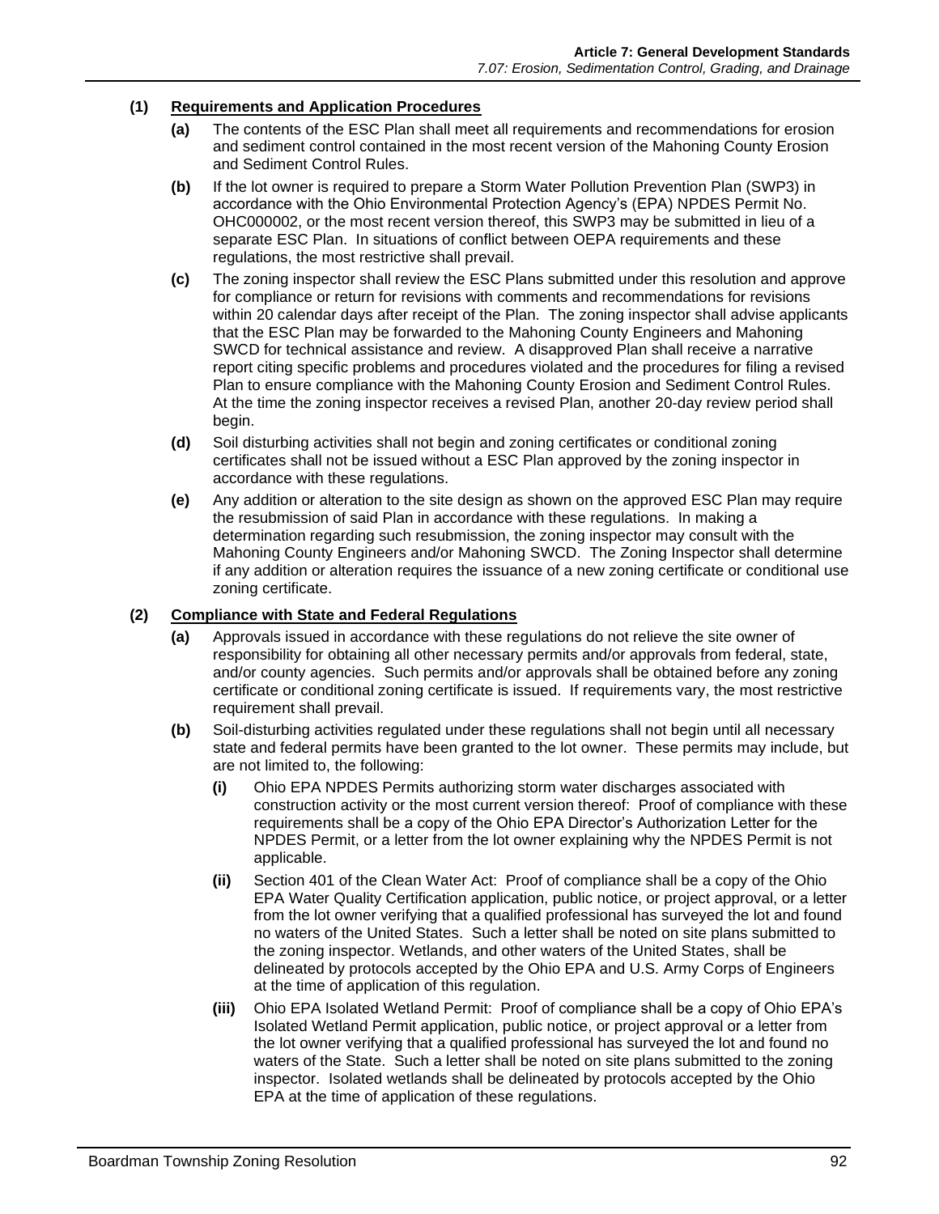**(1) Requirements and Application Procedures**

- **(a)** The contents of the ESC Plan shall meet all requirements and recommendations for erosion and sediment control contained in the most recent version of the Mahoning County Erosion and Sediment Control Rules.
- **(b)** If the lot owner is required to prepare a Storm Water Pollution Prevention Plan (SWP3) in accordance with the Ohio Environmental Protection Agency's (EPA) NPDES Permit No. OHC000002, or the most recent version thereof, this SWP3 may be submitted in lieu of a separate ESC Plan. In situations of conflict between OEPA requirements and these regulations, the most restrictive shall prevail.
- **(c)** The zoning inspector shall review the ESC Plans submitted under this resolution and approve for compliance or return for revisions with comments and recommendations for revisions within 20 calendar days after receipt of the Plan. The zoning inspector shall advise applicants that the ESC Plan may be forwarded to the Mahoning County Engineers and Mahoning SWCD for technical assistance and review. A disapproved Plan shall receive a narrative report citing specific problems and procedures violated and the procedures for filing a revised Plan to ensure compliance with the Mahoning County Erosion and Sediment Control Rules. At the time the zoning inspector receives a revised Plan, another 20-day review period shall begin.
- **(d)** Soil disturbing activities shall not begin and zoning certificates or conditional zoning certificates shall not be issued without a ESC Plan approved by the zoning inspector in accordance with these regulations.
- **(e)** Any addition or alteration to the site design as shown on the approved ESC Plan may require the resubmission of said Plan in accordance with these regulations. In making a determination regarding such resubmission, the zoning inspector may consult with the Mahoning County Engineers and/or Mahoning SWCD. The Zoning Inspector shall determine if any addition or alteration requires the issuance of a new zoning certificate or conditional use zoning certificate.

**(2) Compliance with State and Federal Regulations**

- **(a)** Approvals issued in accordance with these regulations do not relieve the site owner of responsibility for obtaining all other necessary permits and/or approvals from federal, state, and/or county agencies. Such permits and/or approvals shall be obtained before any zoning certificate or conditional zoning certificate is issued. If requirements vary, the most restrictive requirement shall prevail.
- **(b)** Soil-disturbing activities regulated under these regulations shall not begin until all necessary state and federal permits have been granted to the lot owner. These permits may include, but are not limited to, the following:
  - **(i)** Ohio EPA NPDES Permits authorizing storm water discharges associated with construction activity or the most current version thereof: Proof of compliance with these requirements shall be a copy of the Ohio EPA Director's Authorization Letter for the NPDES Permit, or a letter from the lot owner explaining why the NPDES Permit is not applicable.
  - **(ii)** Section 401 of the Clean Water Act: Proof of compliance shall be a copy of the Ohio EPA Water Quality Certification application, public notice, or project approval, or a letter from the lot owner verifying that a qualified professional has surveyed the lot and found no waters of the United States. Such a letter shall be noted on site plans submitted to the zoning inspector. Wetlands, and other waters of the United States, shall be delineated by protocols accepted by the Ohio EPA and U.S. Army Corps of Engineers at the time of application of this regulation.
  - **(iii)** Ohio EPA Isolated Wetland Permit: Proof of compliance shall be a copy of Ohio EPA's Isolated Wetland Permit application, public notice, or project approval or a letter from the lot owner verifying that a qualified professional has surveyed the lot and found no waters of the State. Such a letter shall be noted on site plans submitted to the zoning inspector. Isolated wetlands shall be delineated by protocols accepted by the Ohio EPA at the time of application of these regulations.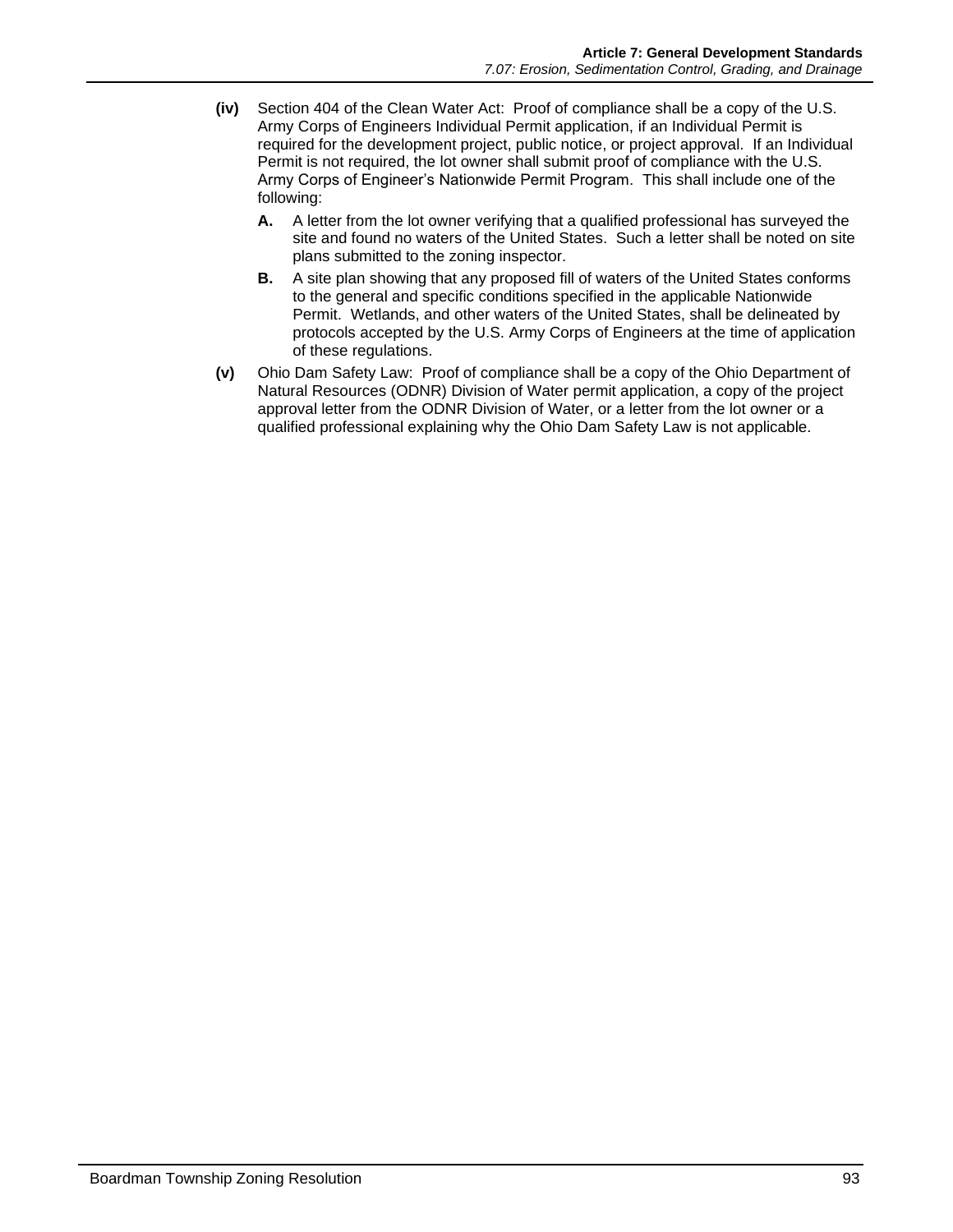**(iv)** Section 404 of the Clean Water Act: Proof of compliance shall be a copy of the U.S. Army Corps of Engineers Individual Permit application, if an Individual Permit is required for the development project, public notice, or project approval. If an Individual Permit is not required, the lot owner shall submit proof of compliance with the U.S. Army Corps of Engineer's Nationwide Permit Program. This shall include one of the following:

- **A.** A letter from the lot owner verifying that a qualified professional has surveyed the site and found no waters of the United States. Such a letter shall be noted on site plans submitted to the zoning inspector.
- **B.** A site plan showing that any proposed fill of waters of the United States conforms to the general and specific conditions specified in the applicable Nationwide Permit. Wetlands, and other waters of the United States, shall be delineated by protocols accepted by the U.S. Army Corps of Engineers at the time of application of these regulations.

**(v)** Ohio Dam Safety Law: Proof of compliance shall be a copy of the Ohio Department of Natural Resources (ODNR) Division of Water permit application, a copy of the project approval letter from the ODNR Division of Water, or a letter from the lot owner or a qualified professional explaining why the Ohio Dam Safety Law is not applicable.